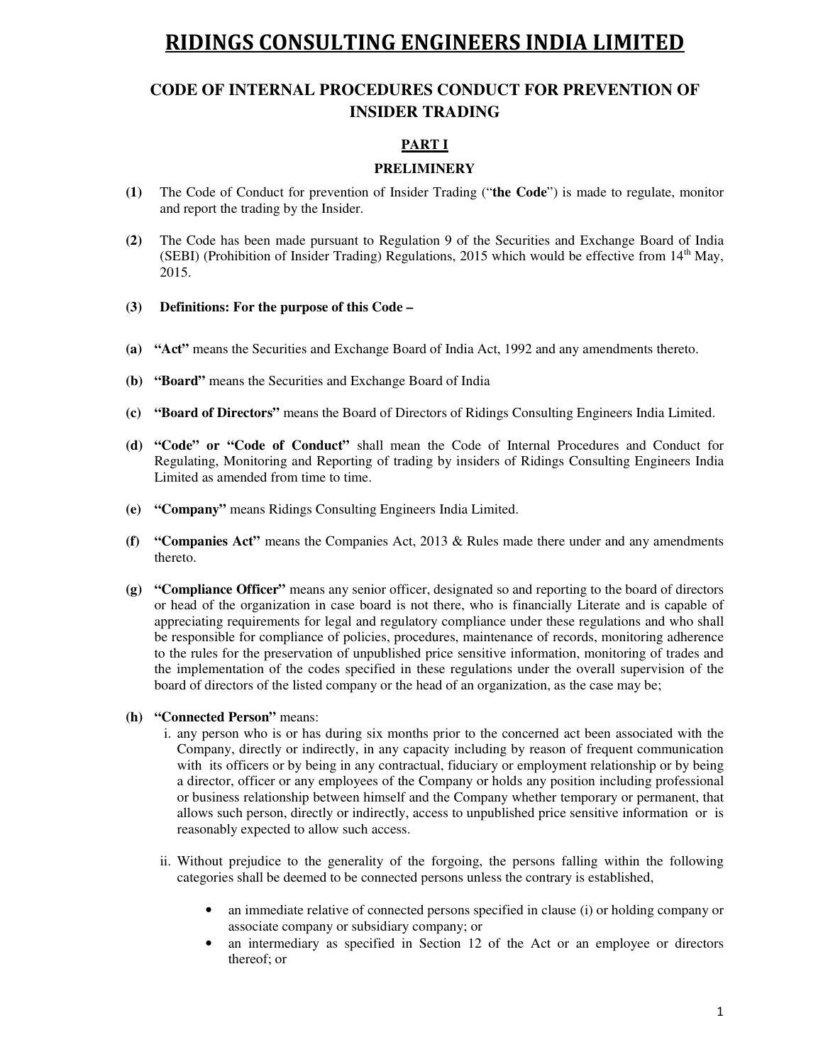# RIDINGS CONSULTING ENGINEERS INDIA LIMITED

## CODE OF INTERNAL PROCEDURES CONDUCT FOR PREVENTION OF INSIDER TRADING

### PART I

### PRELIMINERY

**(1)** The Code of Conduct for prevention of Insider Trading ("**the Code**") is made to regulate, monitor and report the trading by the Insider.

**(2)** The Code has been made pursuant to Regulation 9 of the Securities and Exchange Board of India (SEBI) (Prohibition of Insider Trading) Regulations, 2015 which would be effective from 14th May, 2015.

**(3) Definitions: For the purpose of this Code –**

**(a) "Act"** means the Securities and Exchange Board of India Act, 1992 and any amendments thereto.

**(b) "Board"** means the Securities and Exchange Board of India

**(c) "Board of Directors"** means the Board of Directors of Ridings Consulting Engineers India Limited.

**(d) "Code" or "Code of Conduct"** shall mean the Code of Internal Procedures and Conduct for Regulating, Monitoring and Reporting of trading by insiders of Ridings Consulting Engineers India Limited as amended from time to time.

**(e) "Company"** means Ridings Consulting Engineers India Limited.

**(f) "Companies Act"** means the Companies Act, 2013 & Rules made there under and any amendments thereto.

**(g) "Compliance Officer"** means any senior officer, designated so and reporting to the board of directors or head of the organization in case board is not there, who is financially Literate and is capable of appreciating requirements for legal and regulatory compliance under these regulations and who shall be responsible for compliance of policies, procedures, maintenance of records, monitoring adherence to the rules for the preservation of unpublished price sensitive information, monitoring of trades and the implementation of the codes specified in these regulations under the overall supervision of the board of directors of the listed company or the head of an organization, as the case may be;

**(h) "Connected Person"** means:

i. any person who is or has during six months prior to the concerned act been associated with the Company, directly or indirectly, in any capacity including by reason of frequent communication with its officers or by being in any contractual, fiduciary or employment relationship or by being a director, officer or any employees of the Company or holds any position including professional or business relationship between himself and the Company whether temporary or permanent, that allows such person, directly or indirectly, access to unpublished price sensitive information or is reasonably expected to allow such access.

ii. Without prejudice to the generality of the forgoing, the persons falling within the following categories shall be deemed to be connected persons unless the contrary is established,

- an immediate relative of connected persons specified in clause (i) or holding company or associate company or subsidiary company; or
- an intermediary as specified in Section 12 of the Act or an employee or directors thereof; or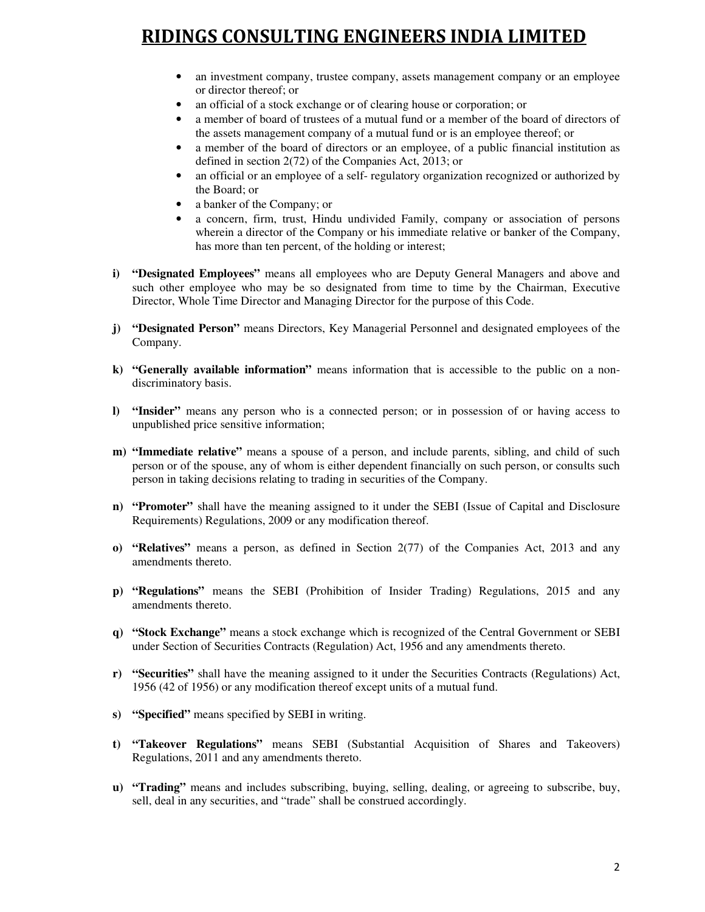- an investment company, trustee company, assets management company or an employee or director thereof; or
- an official of a stock exchange or of clearing house or corporation; or
- a member of board of trustees of a mutual fund or a member of the board of directors of the assets management company of a mutual fund or is an employee thereof; or
- a member of the board of directors or an employee, of a public financial institution as defined in section 2(72) of the Companies Act, 2013; or
- an official or an employee of a self- regulatory organization recognized or authorized by the Board; or
- a banker of the Company; or
- a concern, firm, trust, Hindu undivided Family, company or association of persons wherein a director of the Company or his immediate relative or banker of the Company, has more than ten percent, of the holding or interest;

**i) "Designated Employees"** means all employees who are Deputy General Managers and above and such other employee who may be so designated from time to time by the Chairman, Executive Director, Whole Time Director and Managing Director for the purpose of this Code.

**j) "Designated Person"** means Directors, Key Managerial Personnel and designated employees of the Company.

**k) "Generally available information"** means information that is accessible to the public on a non-discriminatory basis.

**l) "Insider"** means any person who is a connected person; or in possession of or having access to unpublished price sensitive information;

**m) "Immediate relative"** means a spouse of a person, and include parents, sibling, and child of such person or of the spouse, any of whom is either dependent financially on such person, or consults such person in taking decisions relating to trading in securities of the Company.

**n) "Promoter"** shall have the meaning assigned to it under the SEBI (Issue of Capital and Disclosure Requirements) Regulations, 2009 or any modification thereof.

**o) "Relatives"** means a person, as defined in Section 2(77) of the Companies Act, 2013 and any amendments thereto.

**p) "Regulations"** means the SEBI (Prohibition of Insider Trading) Regulations, 2015 and any amendments thereto.

**q) "Stock Exchange"** means a stock exchange which is recognized of the Central Government or SEBI under Section of Securities Contracts (Regulation) Act, 1956 and any amendments thereto.

**r) "Securities"** shall have the meaning assigned to it under the Securities Contracts (Regulations) Act, 1956 (42 of 1956) or any modification thereof except units of a mutual fund.

**s) "Specified"** means specified by SEBI in writing.

**t) "Takeover Regulations"** means SEBI (Substantial Acquisition of Shares and Takeovers) Regulations, 2011 and any amendments thereto.

**u) "Trading"** means and includes subscribing, buying, selling, dealing, or agreeing to subscribe, buy, sell, deal in any securities, and "trade" shall be construed accordingly.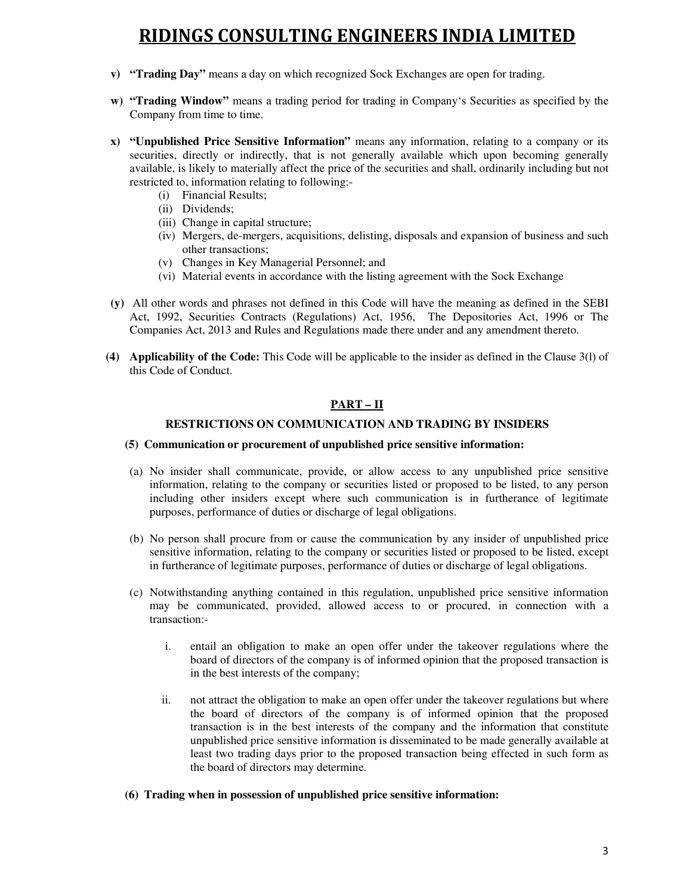v) **"Trading Day"** means a day on which recognized Sock Exchanges are open for trading.

w) **"Trading Window"** means a trading period for trading in Company's Securities as specified by the Company from time to time.

x) **"Unpublished Price Sensitive Information"** means any information, relating to a company or its securities, directly or indirectly, that is not generally available which upon becoming generally available, is likely to materially affect the price of the securities and shall, ordinarily including but not restricted to, information relating to following:-

  (i) Financial Results;
  (ii) Dividends;
  (iii) Change in capital structure;
  (iv) Mergers, de-mergers, acquisitions, delisting, disposals and expansion of business and such other transactions;
  (v) Changes in Key Managerial Personnel; and
  (vi) Material events in accordance with the listing agreement with the Sock Exchange

**(y)** All other words and phrases not defined in this Code will have the meaning as defined in the SEBI Act, 1992, Securities Contracts (Regulations) Act, 1956, The Depositories Act, 1996 or The Companies Act, 2013 and Rules and Regulations made there under and any amendment thereto.

**(4) Applicability of the Code:** This Code will be applicable to the insider as defined in the Clause 3(l) of this Code of Conduct.

## PART – II

### RESTRICTIONS ON COMMUNICATION AND TRADING BY INSIDERS

**(5) Communication or procurement of unpublished price sensitive information:**

(a) No insider shall communicate, provide, or allow access to any unpublished price sensitive information, relating to the company or securities listed or proposed to be listed, to any person including other insiders except where such communication is in furtherance of legitimate purposes, performance of duties or discharge of legal obligations.

(b) No person shall procure from or cause the communication by any insider of unpublished price sensitive information, relating to the company or securities listed or proposed to be listed, except in furtherance of legitimate purposes, performance of duties or discharge of legal obligations.

(c) Notwithstanding anything contained in this regulation, unpublished price sensitive information may be communicated, provided, allowed access to or procured, in connection with a transaction:-

  i. entail an obligation to make an open offer under the takeover regulations where the board of directors of the company is of informed opinion that the proposed transaction is in the best interests of the company;

  ii. not attract the obligation to make an open offer under the takeover regulations but where the board of directors of the company is of informed opinion that the proposed transaction is in the best interests of the company and the information that constitute unpublished price sensitive information is disseminated to be made generally available at least two trading days prior to the proposed transaction being effected in such form as the board of directors may determine.

**(6) Trading when in possession of unpublished price sensitive information:**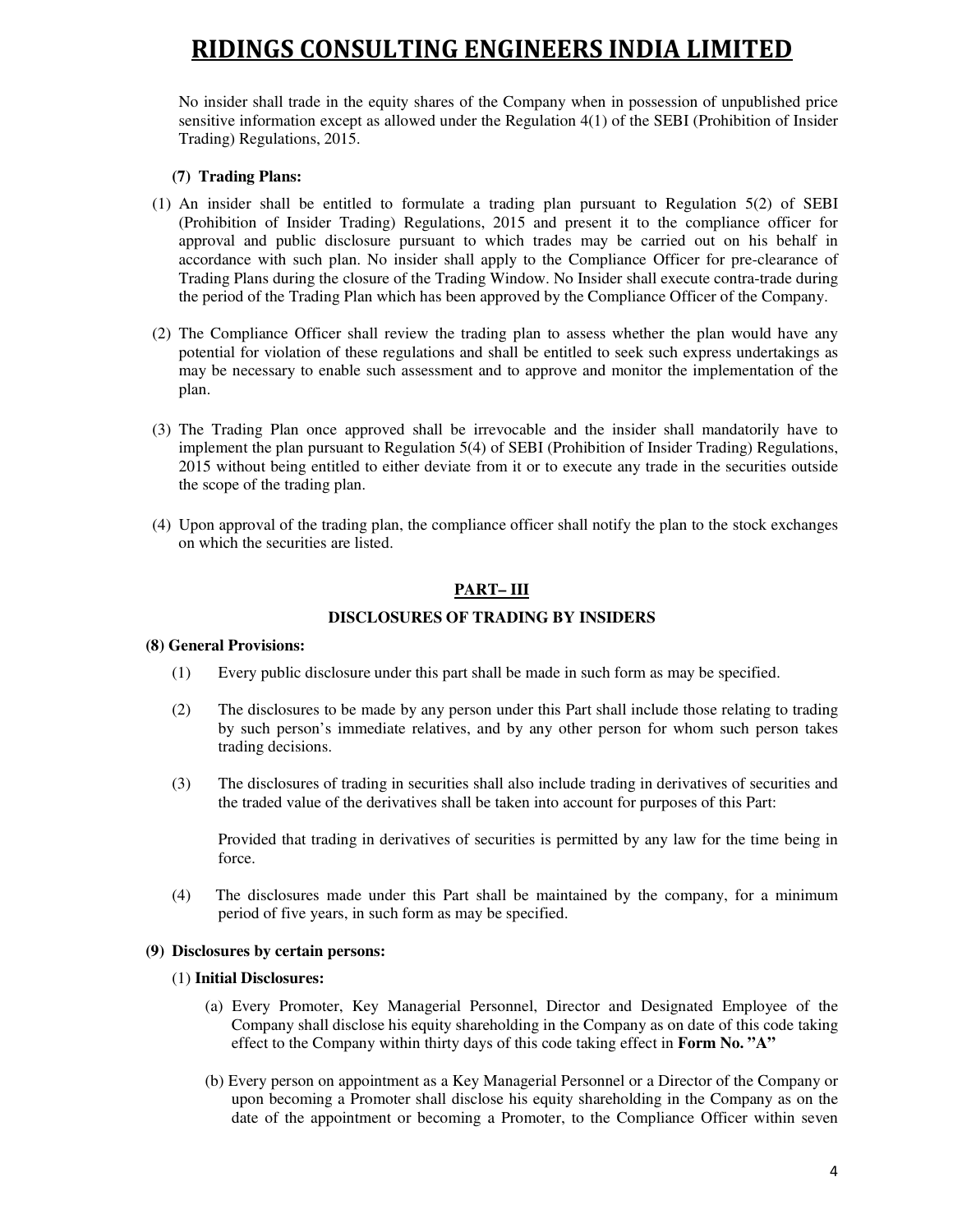No insider shall trade in the equity shares of the Company when in possession of unpublished price sensitive information except as allowed under the Regulation 4(1) of the SEBI (Prohibition of Insider Trading) Regulations, 2015.

**(7) Trading Plans:**

(1) An insider shall be entitled to formulate a trading plan pursuant to Regulation 5(2) of SEBI (Prohibition of Insider Trading) Regulations, 2015 and present it to the compliance officer for approval and public disclosure pursuant to which trades may be carried out on his behalf in accordance with such plan. No insider shall apply to the Compliance Officer for pre-clearance of Trading Plans during the closure of the Trading Window. No Insider shall execute contra-trade during the period of the Trading Plan which has been approved by the Compliance Officer of the Company.

(2) The Compliance Officer shall review the trading plan to assess whether the plan would have any potential for violation of these regulations and shall be entitled to seek such express undertakings as may be necessary to enable such assessment and to approve and monitor the implementation of the plan.

(3) The Trading Plan once approved shall be irrevocable and the insider shall mandatorily have to implement the plan pursuant to Regulation 5(4) of SEBI (Prohibition of Insider Trading) Regulations, 2015 without being entitled to either deviate from it or to execute any trade in the securities outside the scope of the trading plan.

(4) Upon approval of the trading plan, the compliance officer shall notify the plan to the stock exchanges on which the securities are listed.

## PART– III

### DISCLOSURES OF TRADING BY INSIDERS

**(8) General Provisions:**

(1) Every public disclosure under this part shall be made in such form as may be specified.

(2) The disclosures to be made by any person under this Part shall include those relating to trading by such person's immediate relatives, and by any other person for whom such person takes trading decisions.

(3) The disclosures of trading in securities shall also include trading in derivatives of securities and the traded value of the derivatives shall be taken into account for purposes of this Part:

Provided that trading in derivatives of securities is permitted by any law for the time being in force.

(4) The disclosures made under this Part shall be maintained by the company, for a minimum period of five years, in such form as may be specified.

**(9) Disclosures by certain persons:**

(1) **Initial Disclosures:**

(a) Every Promoter, Key Managerial Personnel, Director and Designated Employee of the Company shall disclose his equity shareholding in the Company as on date of this code taking effect to the Company within thirty days of this code taking effect in **Form No. "A"**

(b) Every person on appointment as a Key Managerial Personnel or a Director of the Company or upon becoming a Promoter shall disclose his equity shareholding in the Company as on the date of the appointment or becoming a Promoter, to the Compliance Officer within seven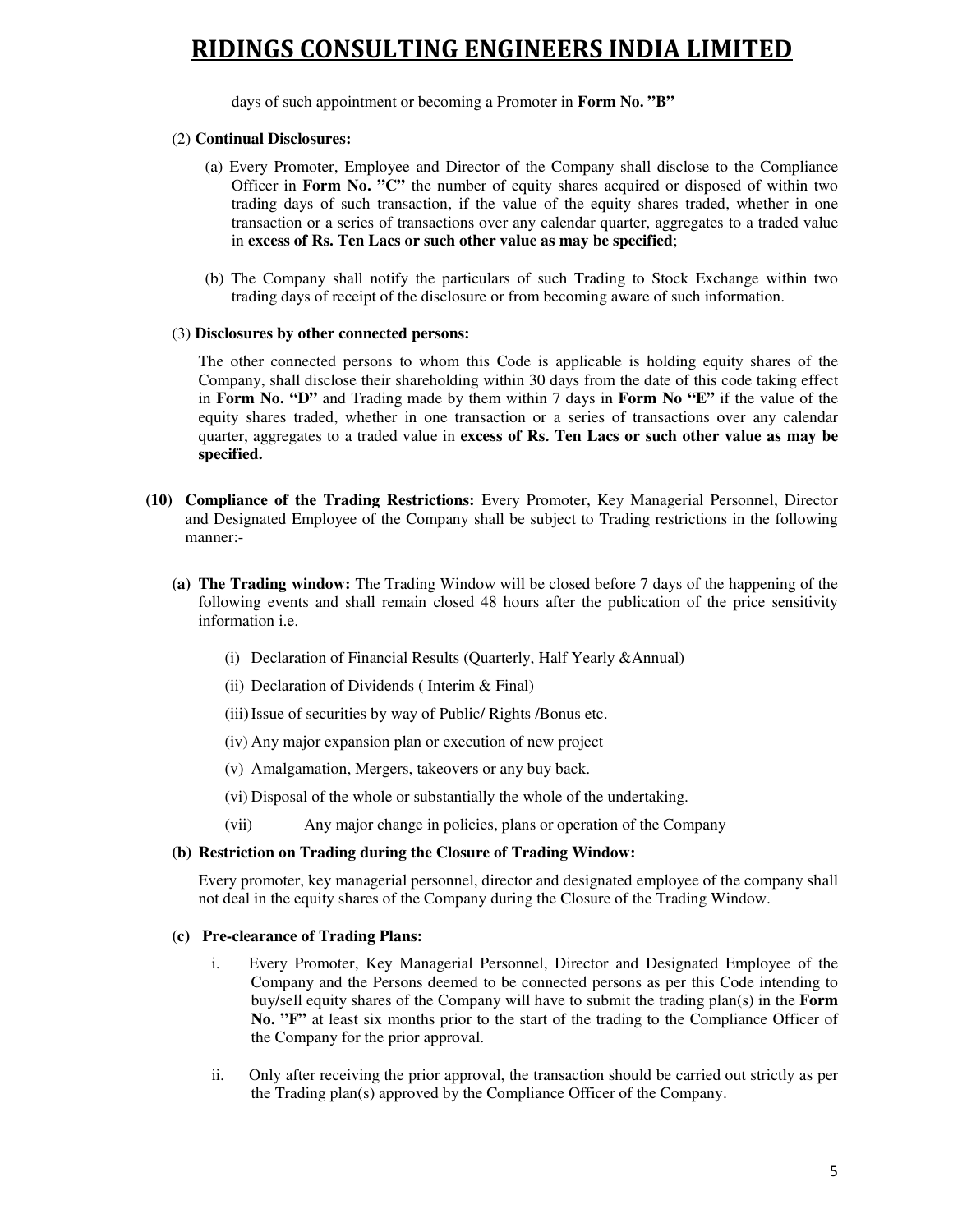days of such appointment or becoming a Promoter in **Form No. "B"**

(2) **Continual Disclosures:**

(a) Every Promoter, Employee and Director of the Company shall disclose to the Compliance Officer in **Form No. "C"** the number of equity shares acquired or disposed of within two trading days of such transaction, if the value of the equity shares traded, whether in one transaction or a series of transactions over any calendar quarter, aggregates to a traded value in **excess of Rs. Ten Lacs or such other value as may be specified**;

(b) The Company shall notify the particulars of such Trading to Stock Exchange within two trading days of receipt of the disclosure or from becoming aware of such information.

(3) **Disclosures by other connected persons:**

The other connected persons to whom this Code is applicable is holding equity shares of the Company, shall disclose their shareholding within 30 days from the date of this code taking effect in **Form No. "D"** and Trading made by them within 7 days in **Form No "E"** if the value of the equity shares traded, whether in one transaction or a series of transactions over any calendar quarter, aggregates to a traded value in **excess of Rs. Ten Lacs or such other value as may be specified.**

**(10) Compliance of the Trading Restrictions:** Every Promoter, Key Managerial Personnel, Director and Designated Employee of the Company shall be subject to Trading restrictions in the following manner:-

**(a) The Trading window:** The Trading Window will be closed before 7 days of the happening of the following events and shall remain closed 48 hours after the publication of the price sensitivity information i.e.

(i) Declaration of Financial Results (Quarterly, Half Yearly &Annual)

(ii) Declaration of Dividends ( Interim & Final)

(iii) Issue of securities by way of Public/ Rights /Bonus etc.

(iv) Any major expansion plan or execution of new project

(v) Amalgamation, Mergers, takeovers or any buy back.

(vi) Disposal of the whole or substantially the whole of the undertaking.

(vii) Any major change in policies, plans or operation of the Company

**(b) Restriction on Trading during the Closure of Trading Window:**

Every promoter, key managerial personnel, director and designated employee of the company shall not deal in the equity shares of the Company during the Closure of the Trading Window.

**(c) Pre-clearance of Trading Plans:**

i. Every Promoter, Key Managerial Personnel, Director and Designated Employee of the Company and the Persons deemed to be connected persons as per this Code intending to buy/sell equity shares of the Company will have to submit the trading plan(s) in the **Form No. "F"** at least six months prior to the start of the trading to the Compliance Officer of the Company for the prior approval.

ii. Only after receiving the prior approval, the transaction should be carried out strictly as per the Trading plan(s) approved by the Compliance Officer of the Company.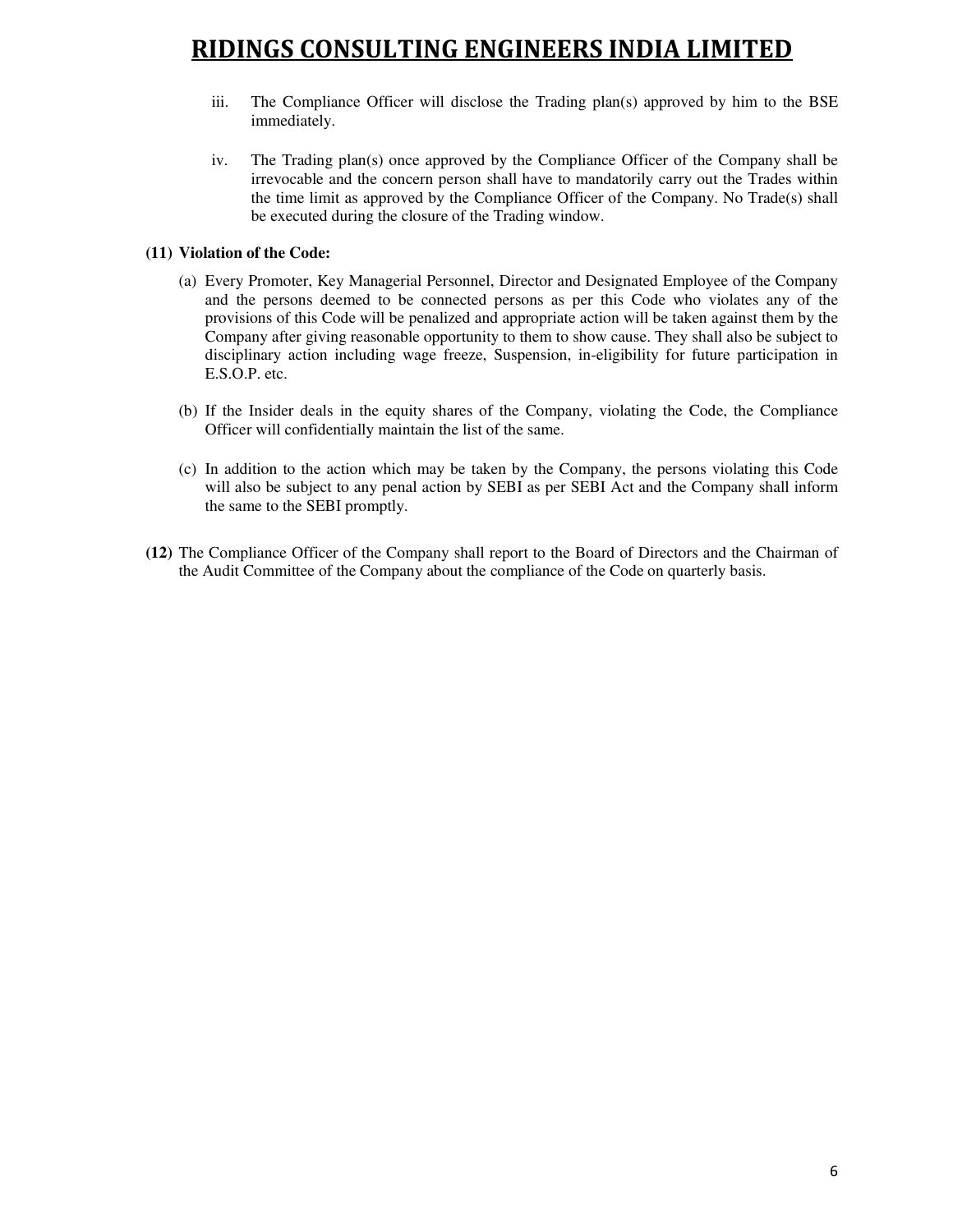iii. The Compliance Officer will disclose the Trading plan(s) approved by him to the BSE immediately.

iv. The Trading plan(s) once approved by the Compliance Officer of the Company shall be irrevocable and the concern person shall have to mandatorily carry out the Trades within the time limit as approved by the Compliance Officer of the Company. No Trade(s) shall be executed during the closure of the Trading window.

**(11) Violation of the Code:**

(a) Every Promoter, Key Managerial Personnel, Director and Designated Employee of the Company and the persons deemed to be connected persons as per this Code who violates any of the provisions of this Code will be penalized and appropriate action will be taken against them by the Company after giving reasonable opportunity to them to show cause. They shall also be subject to disciplinary action including wage freeze, Suspension, in-eligibility for future participation in E.S.O.P. etc.

(b) If the Insider deals in the equity shares of the Company, violating the Code, the Compliance Officer will confidentially maintain the list of the same.

(c) In addition to the action which may be taken by the Company, the persons violating this Code will also be subject to any penal action by SEBI as per SEBI Act and the Company shall inform the same to the SEBI promptly.

**(12)** The Compliance Officer of the Company shall report to the Board of Directors and the Chairman of the Audit Committee of the Company about the compliance of the Code on quarterly basis.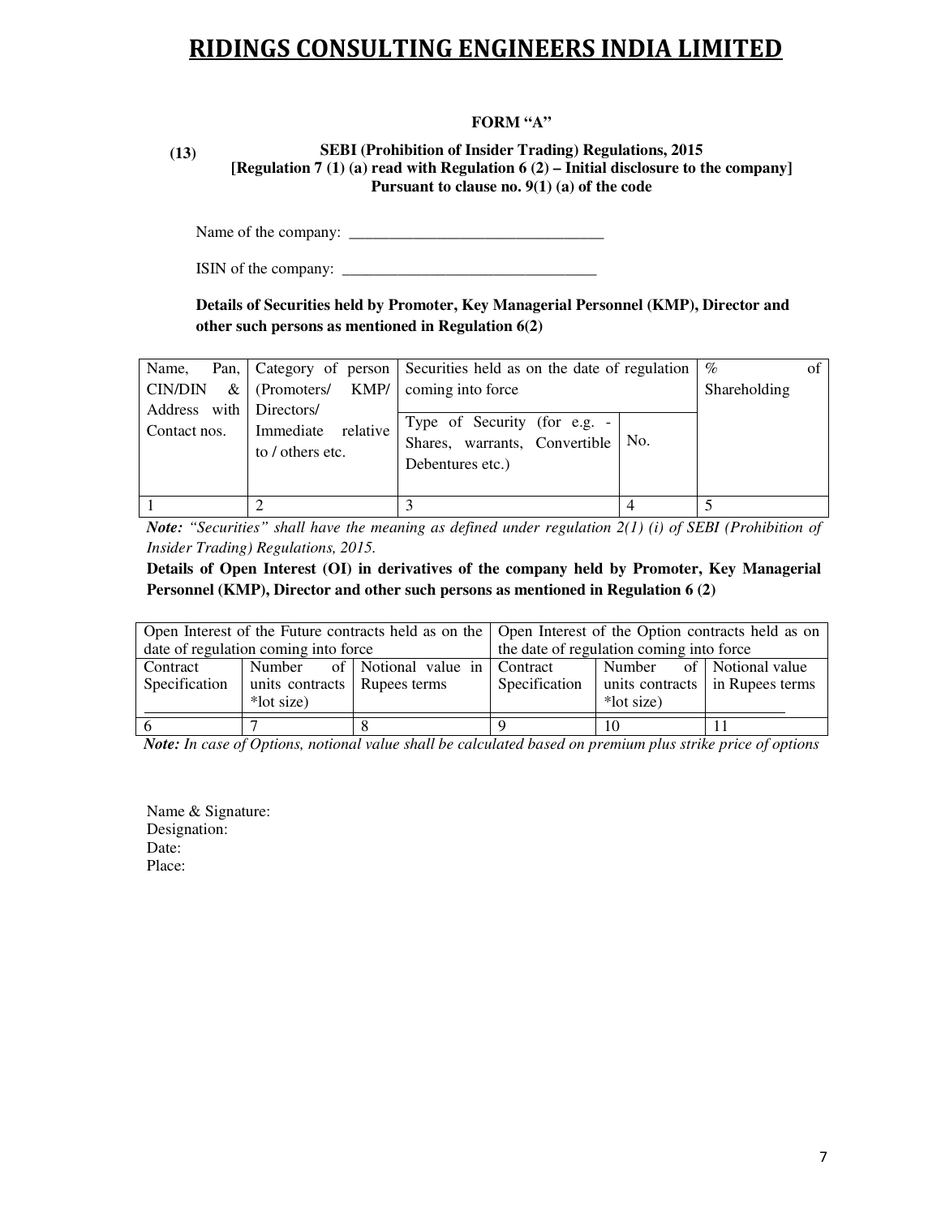# RIDINGS CONSULTING ENGINEERS INDIA LIMITED

**FORM "A"**

**(13)**

**SEBI (Prohibition of Insider Trading) Regulations, 2015**
**[Regulation 7 (1) (a) read with Regulation 6 (2) – Initial disclosure to the company]**
**Pursuant to clause no. 9(1) (a) of the code**

Name of the company: \_\_\_\_\_\_\_\_\_\_\_\_\_\_\_\_\_\_\_\_\_\_\_\_\_\_\_\_\_\_\_\_\_

ISIN of the company: \_\_\_\_\_\_\_\_\_\_\_\_\_\_\_\_\_\_\_\_\_\_\_\_\_\_\_\_\_\_\_\_\_

**Details of Securities held by Promoter, Key Managerial Personnel (KMP), Director and other such persons as mentioned in Regulation 6(2)**

| Name, Pan, CIN/DIN & Address with Contact nos. | Category of person (Promoters/ KMP/ Directors/ Immediate relative to / others etc. | Securities held as on the date of regulation coming into force | | % of Shareholding |
|---|---|---|---|---|
| | | Type of Security (for e.g. - Shares, warrants, Convertible Debentures etc.) | No. | |
| 1 | 2 | 3 | 4 | 5 |

***Note:*** *"Securities" shall have the meaning as defined under regulation 2(1) (i) of SEBI (Prohibition of Insider Trading) Regulations, 2015.*

**Details of Open Interest (OI) in derivatives of the company held by Promoter, Key Managerial Personnel (KMP), Director and other such persons as mentioned in Regulation 6 (2)**

| Open Interest of the Future contracts held as on the date of regulation coming into force | | | Open Interest of the Option contracts held as on the date of regulation coming into force | | |
|---|---|---|---|---|---|
| Contract Specification | Number of units contracts *lot size) | Notional value in Rupees terms | Contract Specification | Number of units contracts *lot size) | Notional value in Rupees terms |
| 6 | 7 | 8 | 9 | 10 | 11 |

***Note:*** *In case of Options, notional value shall be calculated based on premium plus strike price of options*

Name & Signature:
Designation:
Date:
Place: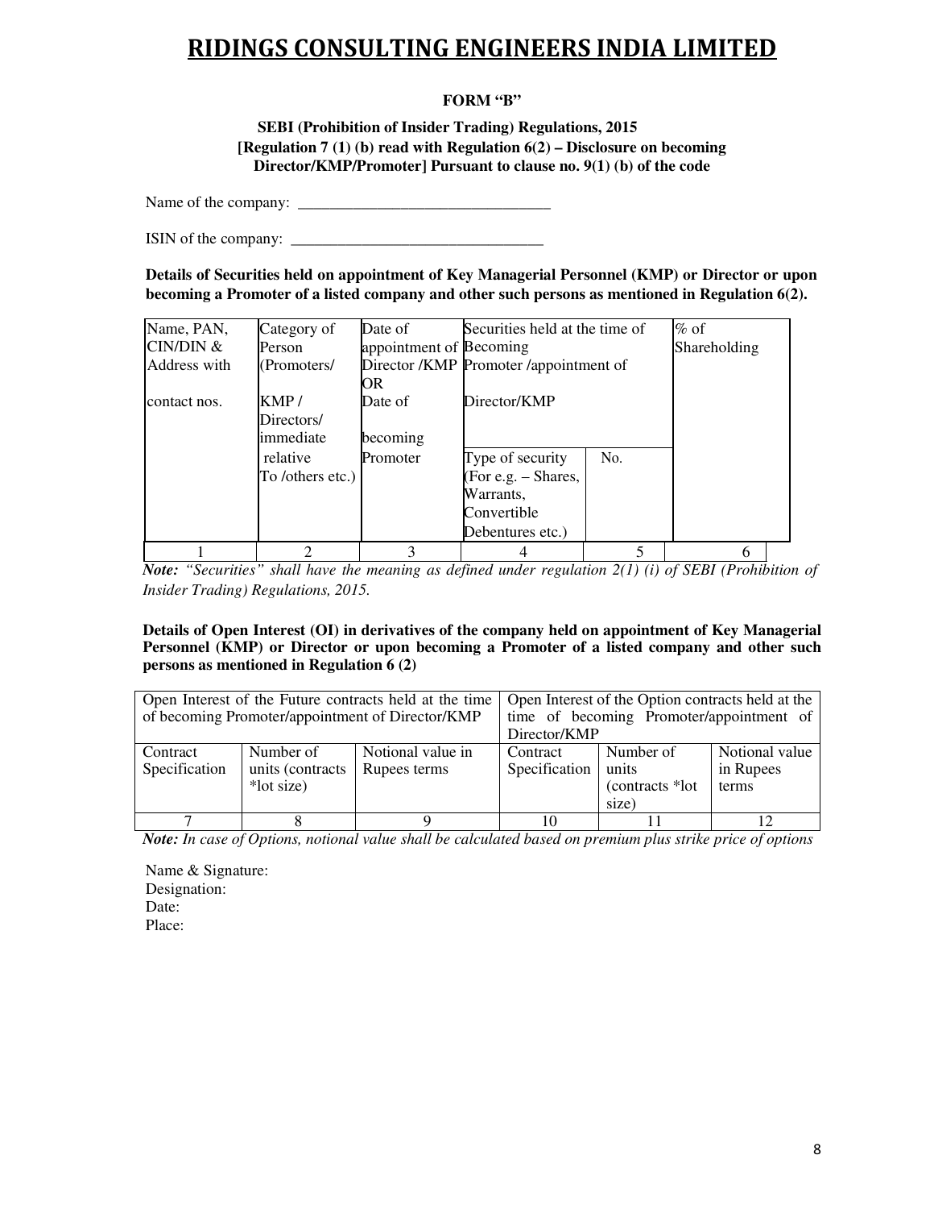# RIDINGS CONSULTING ENGINEERS INDIA LIMITED

**FORM "B"**

**SEBI (Prohibition of Insider Trading) Regulations, 2015**
**[Regulation 7 (1) (b) read with Regulation 6(2) – Disclosure on becoming Director/KMP/Promoter] Pursuant to clause no. 9(1) (b) of the code**

Name of the company: ________________________________

ISIN of the company: ________________________________

**Details of Securities held on appointment of Key Managerial Personnel (KMP) or Director or upon becoming a Promoter of a listed company and other such persons as mentioned in Regulation 6(2).**

| Name, PAN, CIN/DIN & Address with contact nos. | Category of Person (Promoters/ KMP / Directors/ immediate relative To /others etc.) | Date of appointment of Director /KMP OR Date of becoming Promoter | Securities held at the time of Becoming Promoter /appointment of Director/KMP | | % of Shareholding |
|---|---|---|---|---|---|
| | | | Type of security (For e.g. – Shares, Warrants, Convertible Debentures etc.) | No. | |
| 1 | 2 | 3 | 4 | 5 | 6 |

***Note:*** *"Securities" shall have the meaning as defined under regulation 2(1) (i) of SEBI (Prohibition of Insider Trading) Regulations, 2015.*

**Details of Open Interest (OI) in derivatives of the company held on appointment of Key Managerial Personnel (KMP) or Director or upon becoming a Promoter of a listed company and other such persons as mentioned in Regulation 6 (2)**

| Open Interest of the Future contracts held at the time of becoming Promoter/appointment of Director/KMP | | | Open Interest of the Option contracts held at the time of becoming Promoter/appointment of Director/KMP | | |
|---|---|---|---|---|---|
| Contract Specification | Number of units (contracts *lot size) | Notional value in Rupees terms | Contract Specification | Number of units (contracts *lot size) | Notional value in Rupees terms |
| 7 | 8 | 9 | 10 | 11 | 12 |

***Note:*** *In case of Options, notional value shall be calculated based on premium plus strike price of options*

Name & Signature:
Designation:
Date:
Place: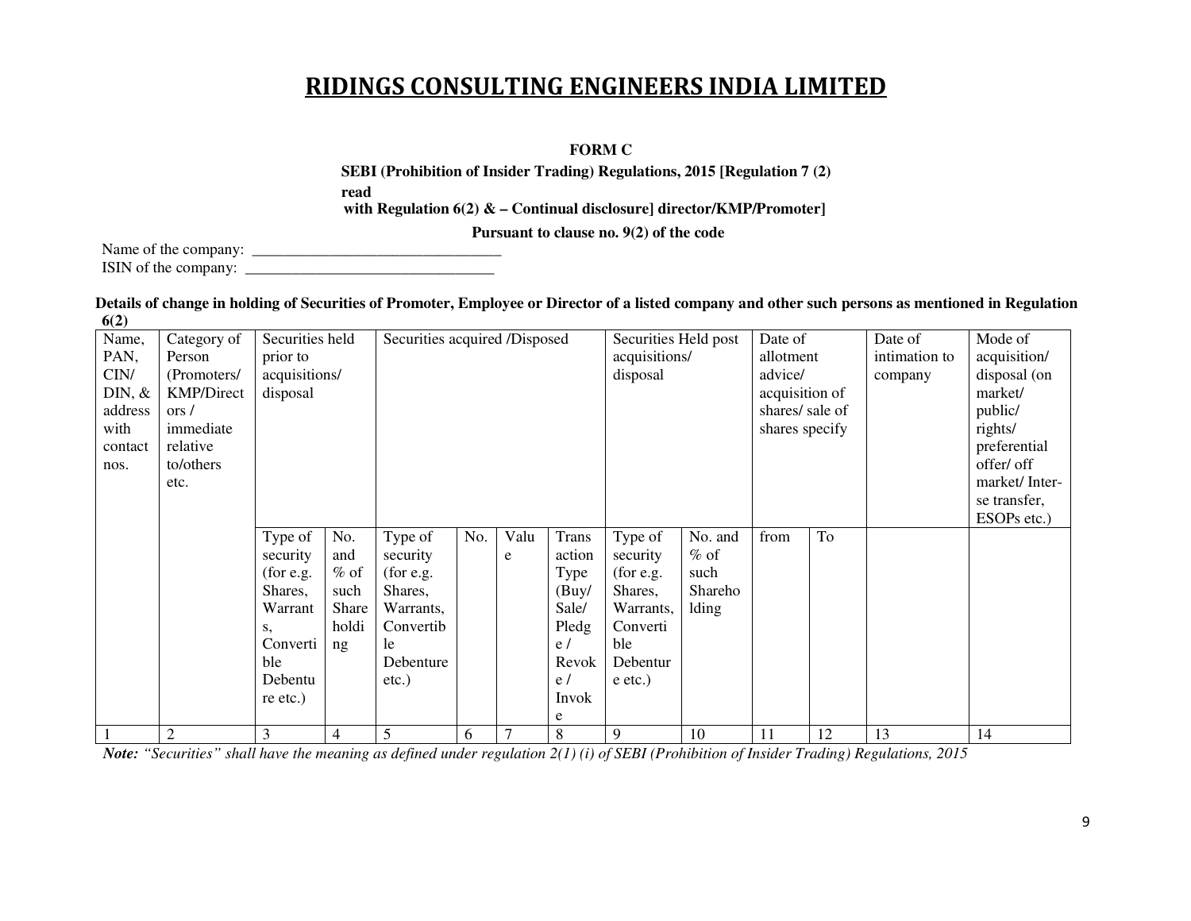# RIDINGS CONSULTING ENGINEERS INDIA LIMITED

**FORM C**

**SEBI (Prohibition of Insider Trading) Regulations, 2015 [Regulation 7 (2) read with Regulation 6(2) & – Continual disclosure] director/KMP/Promoter]**

**Pursuant to clause no. 9(2) of the code**

Name of the company: ________________________________

ISIN of the company: ________________________________

**Details of change in holding of Securities of Promoter, Employee or Director of a listed company and other such persons as mentioned in Regulation 6(2)**

| Name, PAN, CIN/ DIN, & address with contact nos. | Category of Person (Promoters/ KMP/Directors / immediate relative to/others etc. | Securities held prior to acquisitions/ disposal | | Securities acquired /Disposed | | | | Securities Held post acquisitions/ disposal | | Date of allotment advice/ acquisition of shares/ sale of shares specify | | Date of intimation to company | Mode of acquisition/ disposal (on market/ public/ rights/ preferential offer/ off market/ Inter-se transfer, ESOPs etc.) |
|---|---|---|---|---|---|---|---|---|---|---|---|---|---|
| | | Type of security (for e.g. Shares, Warrants, Convertible Debenture etc.) | No. and % of such Shareholding | Type of security (for e.g. Shares, Warrants, Convertible Debenture etc.) | No. | Value | Transaction Type (Buy/ Sale/ Pledge / Revoke / Invoke | Type of security (for e.g. Shares, Warrants, Convertible Debenture etc.) | No. and % of such Shareholding | from | To | | |
| 1 | 2 | 3 | 4 | 5 | 6 | 7 | 8 | 9 | 10 | 11 | 12 | 13 | 14 |

***Note:*** *"Securities" shall have the meaning as defined under regulation 2(1) (i) of SEBI (Prohibition of Insider Trading) Regulations, 2015*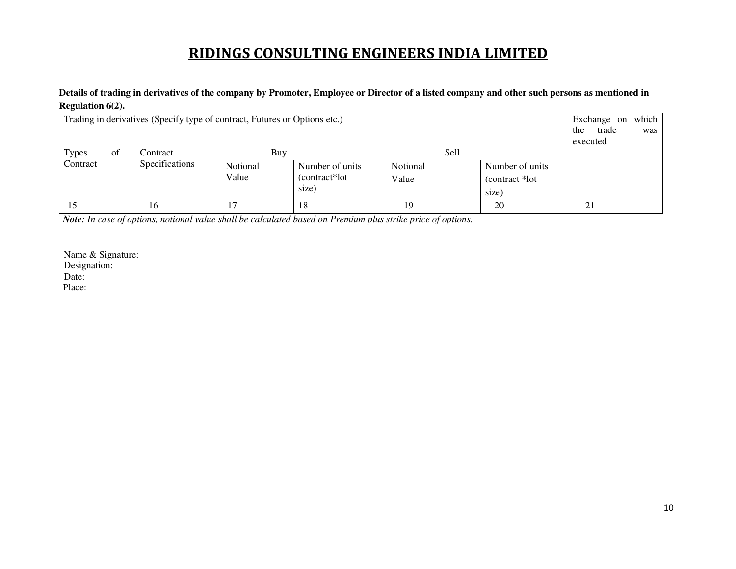# RIDINGS CONSULTING ENGINEERS INDIA LIMITED

**Details of trading in derivatives of the company by Promoter, Employee or Director of a listed company and other such persons as mentioned in Regulation 6(2).**

| Trading in derivatives (Specify type of contract, Futures or Options etc.) | | | | | | Exchange on which the trade was executed |
|---|---|---|---|---|---|---|
| Types of Contract | Contract Specifications | Buy | | Sell | | |
| | | Notional Value | Number of units (contract*lot size) | Notional Value | Number of units (contract *lot size) | |
| 15 | 16 | 17 | 18 | 19 | 20 | 21 |

***Note:*** *In case of options, notional value shall be calculated based on Premium plus strike price of options.*

Name & Signature:
Designation:
Date:
Place: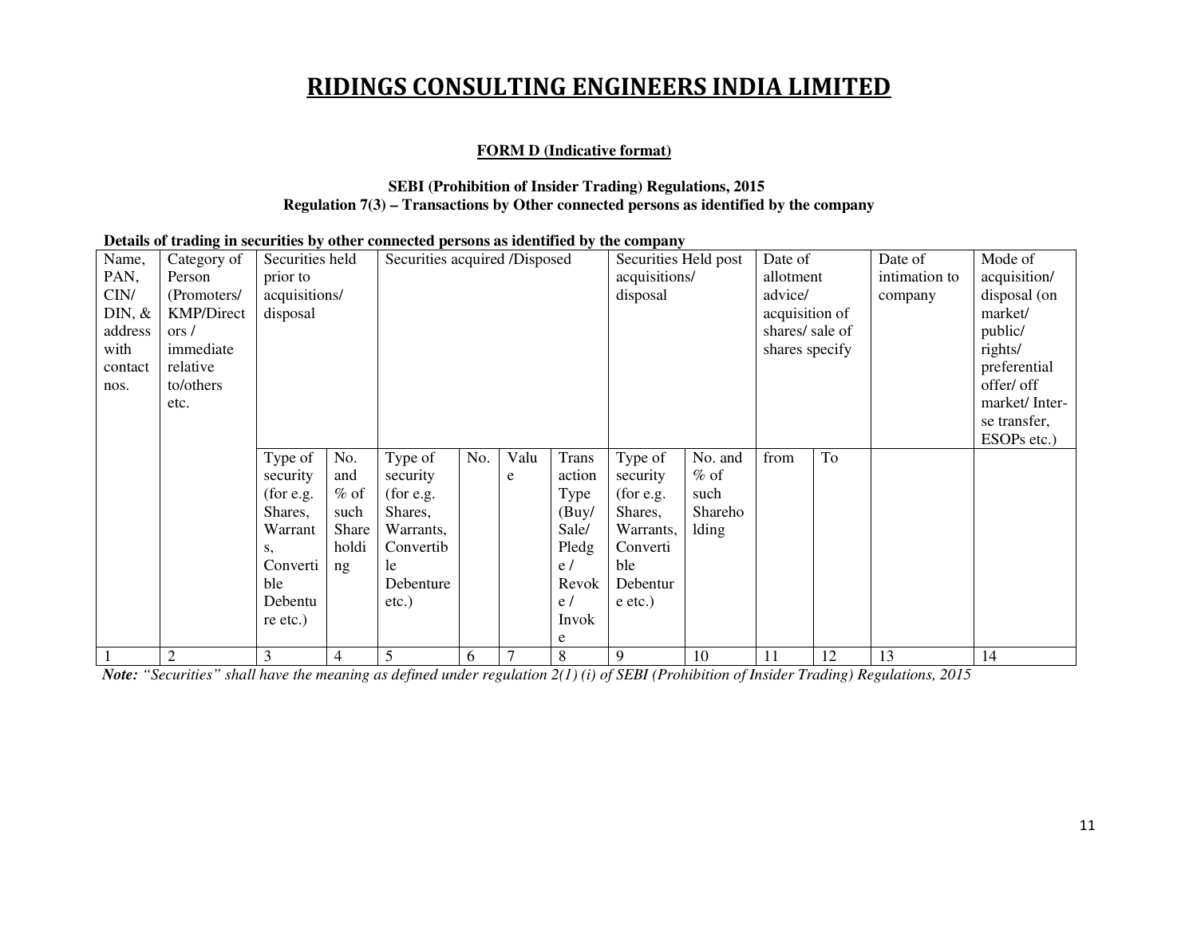# RIDINGS CONSULTING ENGINEERS INDIA LIMITED

**FORM D (Indicative format)**

**SEBI (Prohibition of Insider Trading) Regulations, 2015**
**Regulation 7(3) – Transactions by Other connected persons as identified by the company**

**Details of trading in securities by other connected persons as identified by the company**

| Name, PAN, CIN/ DIN, & address with contact nos. | Category of Person (Promoters/ KMP/Directors / immediate relative to/others etc. | Securities held prior to acquisitions/ disposal | | Securities acquired /Disposed | | | | Securities Held post acquisitions/ disposal | | Date of allotment advice/ acquisition of shares/ sale of shares specify | | Date of intimation to company | Mode of acquisition/ disposal (on market/ public/ rights/ preferential offer/ off market/ Inter-se transfer, ESOPs etc.) |
|---|---|---|---|---|---|---|---|---|---|---|---|---|---|
| | | Type of security (for e.g. Shares, Warrants, Convertible Debenture etc.) | No. and % of such Shareholding | Type of security (for e.g. Shares, Warrants, Convertible Debenture etc.) | No. | Value | Transaction Type (Buy/ Sale/ Pledge / Revoke / Invoke | Type of security (for e.g. Shares, Warrants, Convertible Debenture etc.) | No. and % of such Shareholding | from | To | | |
| 1 | 2 | 3 | 4 | 5 | 6 | 7 | 8 | 9 | 10 | 11 | 12 | 13 | 14 |

***Note:*** *"Securities" shall have the meaning as defined under regulation 2(1) (i) of SEBI (Prohibition of Insider Trading) Regulations, 2015*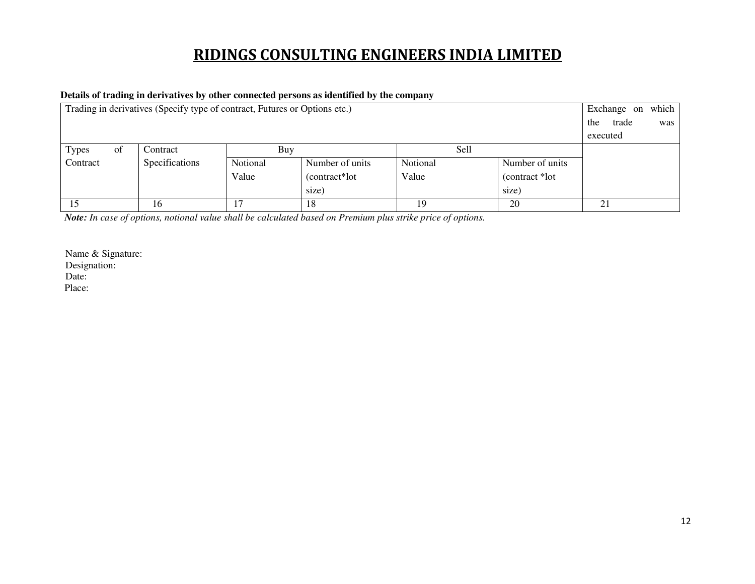# RIDINGS CONSULTING ENGINEERS INDIA LIMITED

**Details of trading in derivatives by other connected persons as identified by the company**

| Trading in derivatives (Specify type of contract, Futures or Options etc.) | | | | | | Exchange on which the trade was executed |
|---|---|---|---|---|---|---|
| Types of Contract | Contract Specifications | Buy | | Sell | | |
| | | Notional Value | Number of units (contract*lot size) | Notional Value | Number of units (contract *lot size) | |
| 15 | 16 | 17 | 18 | 19 | 20 | 21 |

***Note:*** *In case of options, notional value shall be calculated based on Premium plus strike price of options.*

Name & Signature:
Designation:
Date:
Place: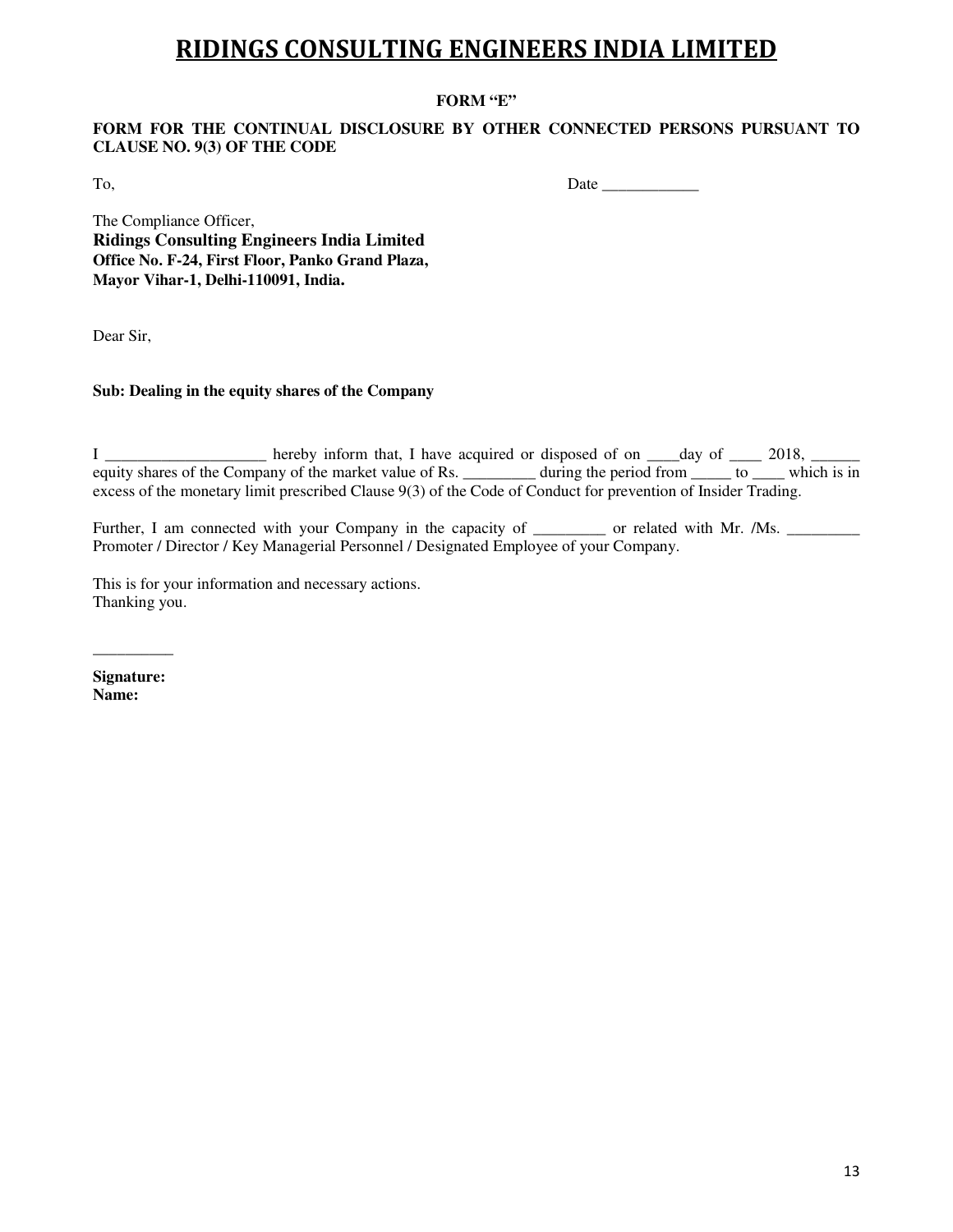# RIDINGS CONSULTING ENGINEERS INDIA LIMITED

**FORM "E"**

**FORM FOR THE CONTINUAL DISCLOSURE BY OTHER CONNECTED PERSONS PURSUANT TO CLAUSE NO. 9(3) OF THE CODE**

To, Date ____________

The Compliance Officer,
**Ridings Consulting Engineers India Limited**
**Office No. F-24, First Floor, Panko Grand Plaza,**
**Mayor Vihar-1, Delhi-110091, India.**

Dear Sir,

**Sub: Dealing in the equity shares of the Company**

I ____________________ hereby inform that, I have acquired or disposed of on ____day of ____ 2018, ______ equity shares of the Company of the market value of Rs. _________ during the period from _____ to ____ which is in excess of the monetary limit prescribed Clause 9(3) of the Code of Conduct for prevention of Insider Trading.

Further, I am connected with your Company in the capacity of _________ or related with Mr. /Ms. _________ Promoter / Director / Key Managerial Personnel / Designated Employee of your Company.

This is for your information and necessary actions.
Thanking you.

__________

**Signature:**
**Name:**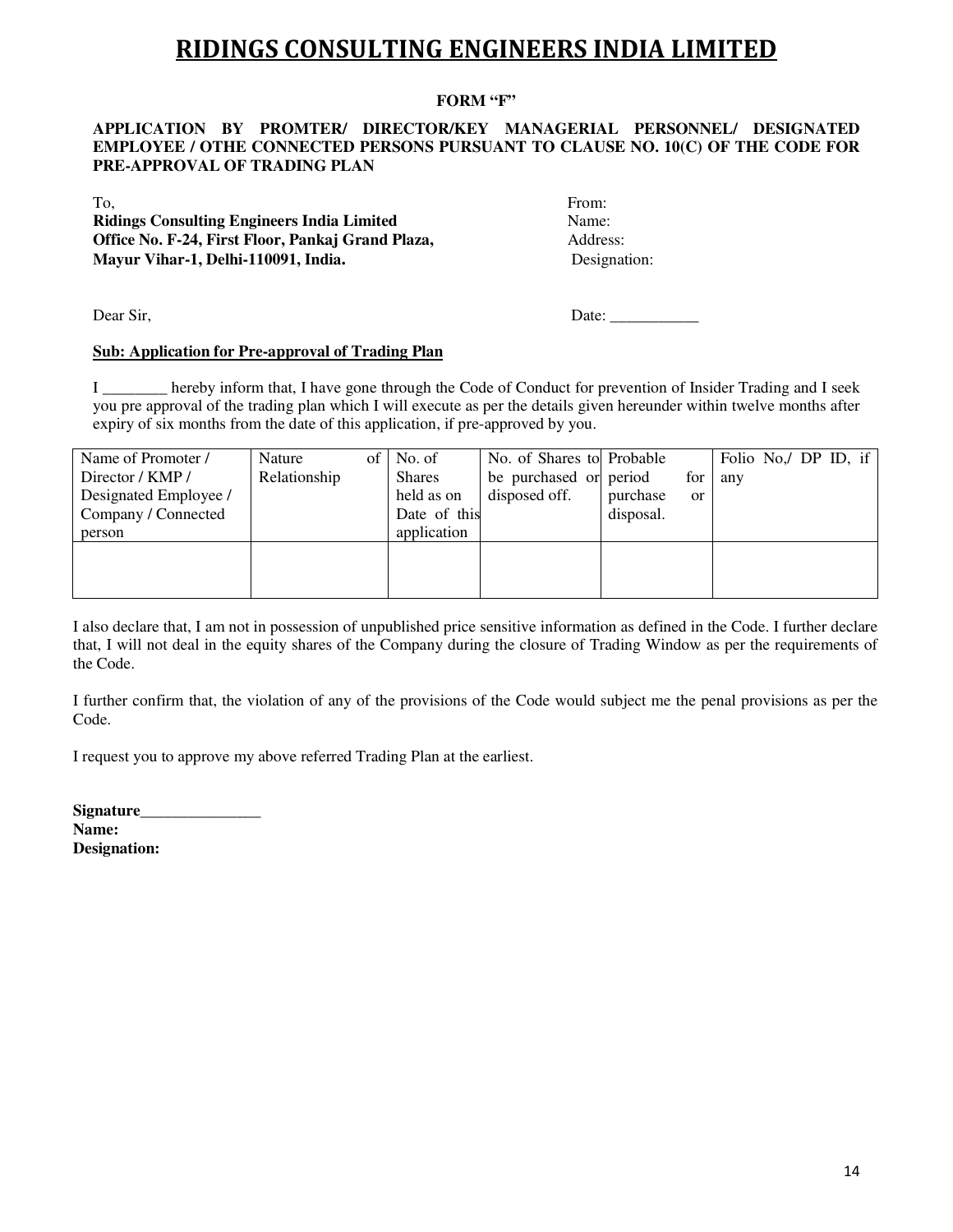# RIDINGS CONSULTING ENGINEERS INDIA LIMITED

**FORM "F"**

**APPLICATION BY PROMTER/ DIRECTOR/KEY MANAGERIAL PERSONNEL/ DESIGNATED EMPLOYEE / OTHE CONNECTED PERSONS PURSUANT TO CLAUSE NO. 10(C) OF THE CODE FOR PRE-APPROVAL OF TRADING PLAN**

To,
**Ridings Consulting Engineers India Limited**
**Office No. F-24, First Floor, Pankaj Grand Plaza,**
**Mayur Vihar-1, Delhi-110091, India.**

From:
Name:
Address:
Designation:

Dear Sir,

Date: ___________

**Sub: Application for Pre-approval of Trading Plan**

I ________ hereby inform that, I have gone through the Code of Conduct for prevention of Insider Trading and I seek you pre approval of the trading plan which I will execute as per the details given hereunder within twelve months after expiry of six months from the date of this application, if pre-approved by you.

| Name of Promoter / Director / KMP / Designated Employee / Company / Connected person | Nature of Relationship | No. of Shares held as on Date of this application | No. of Shares to be purchased or disposed off. | Probable period for purchase or disposal. | Folio No,/ DP ID, if any |
|---|---|---|---|---|---|
| | | | | | |

I also declare that, I am not in possession of unpublished price sensitive information as defined in the Code. I further declare that, I will not deal in the equity shares of the Company during the closure of Trading Window as per the requirements of the Code.

I further confirm that, the violation of any of the provisions of the Code would subject me the penal provisions as per the Code.

I request you to approve my above referred Trading Plan at the earliest.

**Signature_______________**
**Name:**
**Designation:**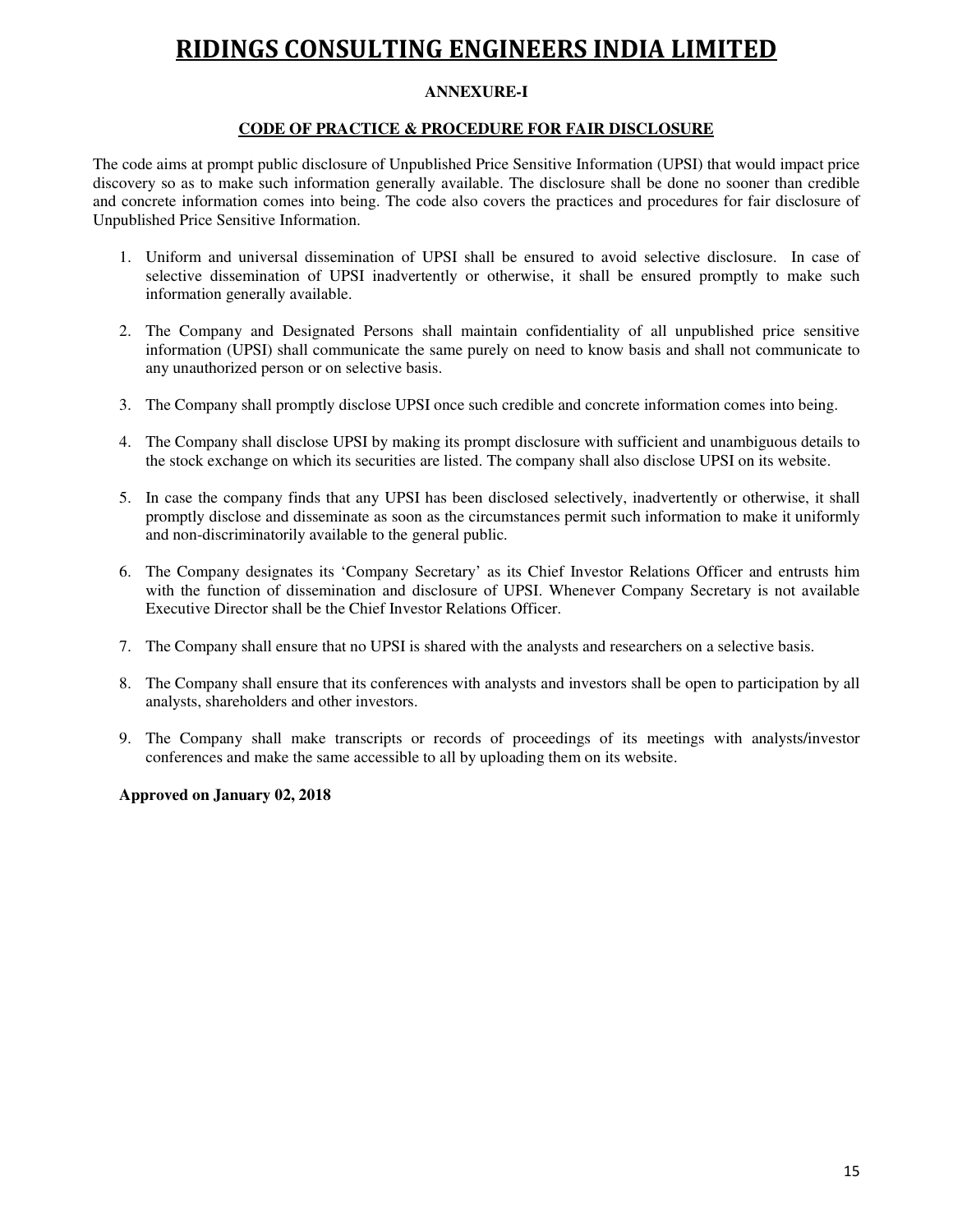# RIDINGS CONSULTING ENGINEERS INDIA LIMITED

**ANNEXURE-I**

**CODE OF PRACTICE & PROCEDURE FOR FAIR DISCLOSURE**

The code aims at prompt public disclosure of Unpublished Price Sensitive Information (UPSI) that would impact price discovery so as to make such information generally available. The disclosure shall be done no sooner than credible and concrete information comes into being. The code also covers the practices and procedures for fair disclosure of Unpublished Price Sensitive Information.

1. Uniform and universal dissemination of UPSI shall be ensured to avoid selective disclosure. In case of selective dissemination of UPSI inadvertently or otherwise, it shall be ensured promptly to make such information generally available.

2. The Company and Designated Persons shall maintain confidentiality of all unpublished price sensitive information (UPSI) shall communicate the same purely on need to know basis and shall not communicate to any unauthorized person or on selective basis.

3. The Company shall promptly disclose UPSI once such credible and concrete information comes into being.

4. The Company shall disclose UPSI by making its prompt disclosure with sufficient and unambiguous details to the stock exchange on which its securities are listed. The company shall also disclose UPSI on its website.

5. In case the company finds that any UPSI has been disclosed selectively, inadvertently or otherwise, it shall promptly disclose and disseminate as soon as the circumstances permit such information to make it uniformly and non-discriminatorily available to the general public.

6. The Company designates its 'Company Secretary' as its Chief Investor Relations Officer and entrusts him with the function of dissemination and disclosure of UPSI. Whenever Company Secretary is not available Executive Director shall be the Chief Investor Relations Officer.

7. The Company shall ensure that no UPSI is shared with the analysts and researchers on a selective basis.

8. The Company shall ensure that its conferences with analysts and investors shall be open to participation by all analysts, shareholders and other investors.

9. The Company shall make transcripts or records of proceedings of its meetings with analysts/investor conferences and make the same accessible to all by uploading them on its website.

**Approved on January 02, 2018**